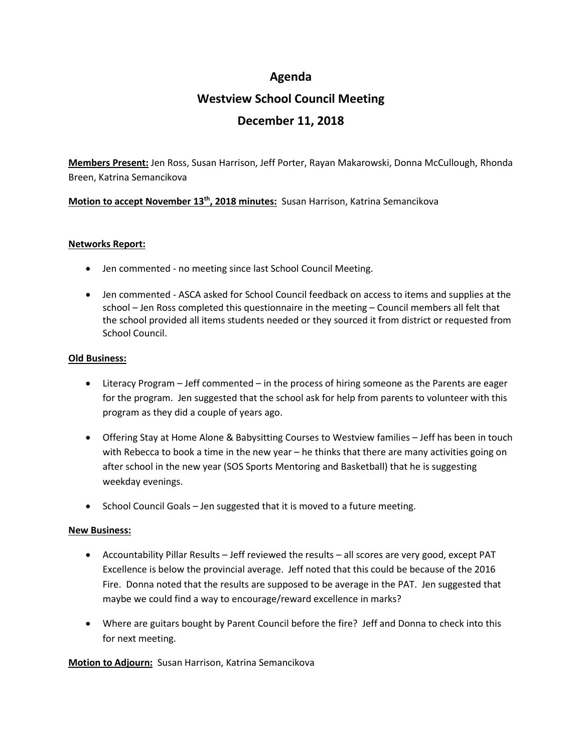# Agenda

# Westview School Council Meeting

# December 11, 2018

**Members Present:** Jen Ross, Susan Harrison, Jeff Porter, Rayan Makarowski, Donna McCullough, Rhonda Breen, Katrina Semancikova

**Motion to accept November 13th, 2018 minutes:** Susan Harrison, Katrina Semancikova

**Networks Report:**

- Jen commented - no meeting since last School Council Meeting.
- Jen commented - ASCA asked for School Council feedback on access to items and supplies at the school – Jen Ross completed this questionnaire in the meeting – Council members all felt that the school provided all items students needed or they sourced it from district or requested from School Council.

**Old Business:**

- Literacy Program – Jeff commented – in the process of hiring someone as the Parents are eager for the program. Jen suggested that the school ask for help from parents to volunteer with this program as they did a couple of years ago.
- Offering Stay at Home Alone & Babysitting Courses to Westview families – Jeff has been in touch with Rebecca to book a time in the new year – he thinks that there are many activities going on after school in the new year (SOS Sports Mentoring and Basketball) that he is suggesting weekday evenings.
- School Council Goals – Jen suggested that it is moved to a future meeting.

**New Business:**

- Accountability Pillar Results – Jeff reviewed the results – all scores are very good, except PAT Excellence is below the provincial average. Jeff noted that this could be because of the 2016 Fire. Donna noted that the results are supposed to be average in the PAT. Jen suggested that maybe we could find a way to encourage/reward excellence in marks?
- Where are guitars bought by Parent Council before the fire? Jeff and Donna to check into this for next meeting.

**Motion to Adjourn:** Susan Harrison, Katrina Semancikova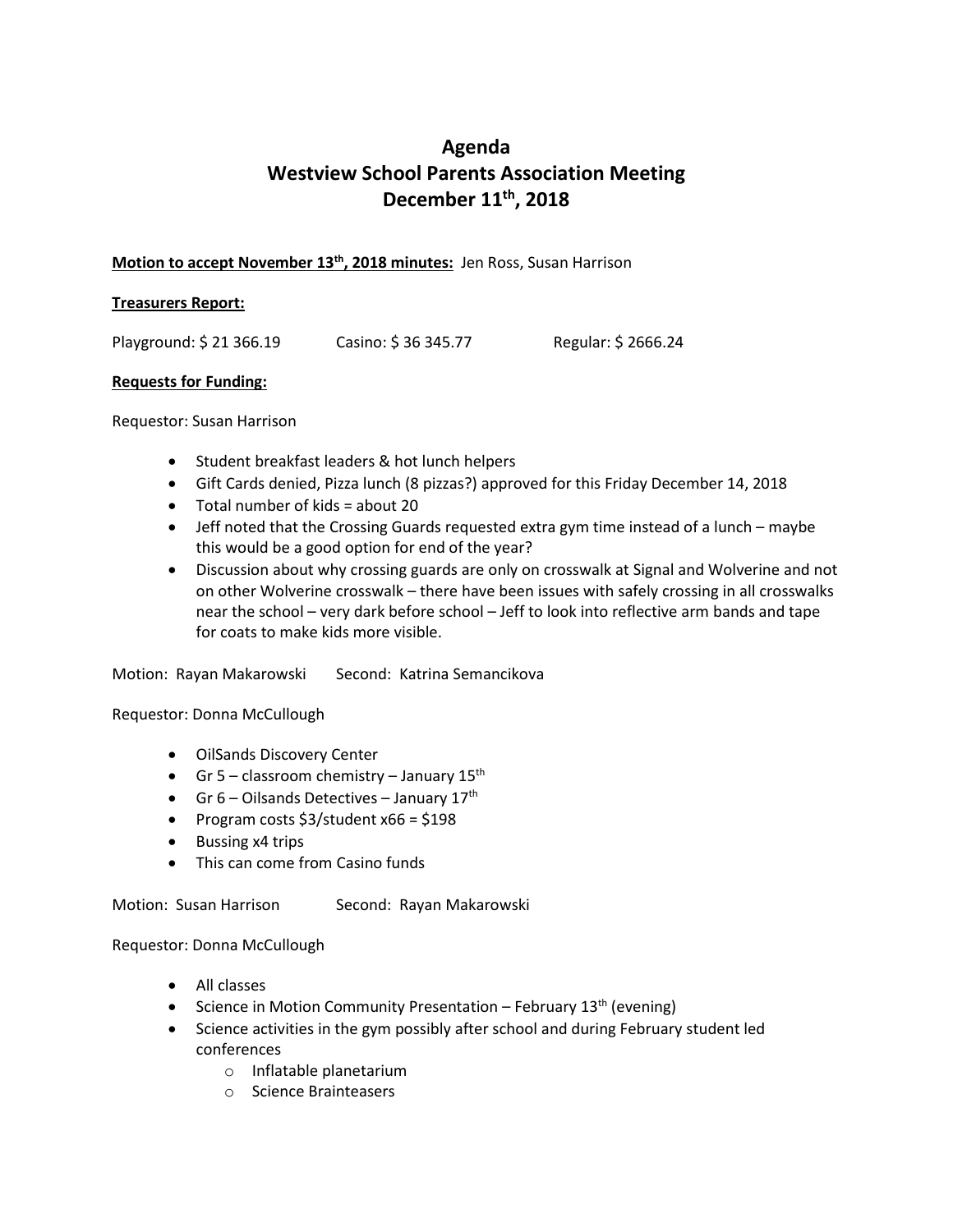# Agenda
# Westview School Parents Association Meeting
# December 11th, 2018

**Motion to accept November 13th, 2018 minutes:** Jen Ross, Susan Harrison

**Treasurers Report:**

Playground: $ 21 366.19 Casino: $ 36 345.77 Regular: $ 2666.24

**Requests for Funding:**

Requestor: Susan Harrison

- Student breakfast leaders & hot lunch helpers
- Gift Cards denied, Pizza lunch (8 pizzas?) approved for this Friday December 14, 2018
- Total number of kids = about 20
- Jeff noted that the Crossing Guards requested extra gym time instead of a lunch – maybe this would be a good option for end of the year?
- Discussion about why crossing guards are only on crosswalk at Signal and Wolverine and not on other Wolverine crosswalk – there have been issues with safely crossing in all crosswalks near the school – very dark before school – Jeff to look into reflective arm bands and tape for coats to make kids more visible.

Motion: Rayan Makarowski Second: Katrina Semancikova

Requestor: Donna McCullough

- OilSands Discovery Center
- Gr 5 – classroom chemistry – January 15th
- Gr 6 – Oilsands Detectives – January 17th
- Program costs $3/student x66 = $198
- Bussing x4 trips
- This can come from Casino funds

Motion: Susan Harrison Second: Rayan Makarowski

Requestor: Donna McCullough

- All classes
- Science in Motion Community Presentation – February 13th (evening)
- Science activities in the gym possibly after school and during February student led conferences
  - Inflatable planetarium
  - Science Brainteasers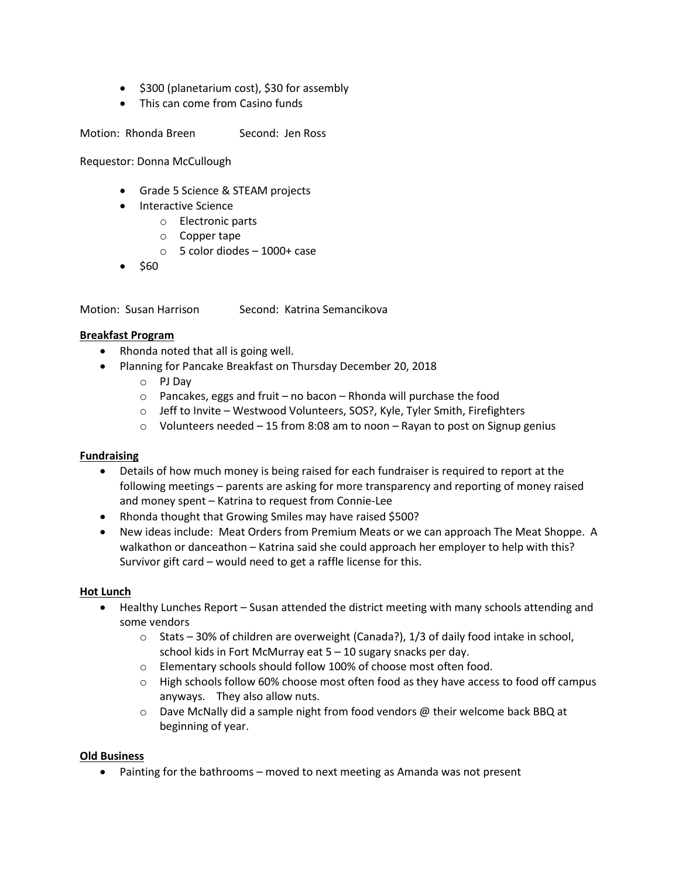- $300 (planetarium cost), $30 for assembly
- This can come from Casino funds

Motion: Rhonda Breen          Second: Jen Ross

Requestor: Donna McCullough

- Grade 5 Science & STEAM projects
- Interactive Science
    - Electronic parts
    - Copper tape
    - 5 color diodes – 1000+ case
- $60

Motion: Susan Harrison          Second: Katrina Semancikova

**Breakfast Program**

- Rhonda noted that all is going well.
- Planning for Pancake Breakfast on Thursday December 20, 2018
    - PJ Day
    - Pancakes, eggs and fruit – no bacon – Rhonda will purchase the food
    - Jeff to Invite – Westwood Volunteers, SOS?, Kyle, Tyler Smith, Firefighters
    - Volunteers needed – 15 from 8:08 am to noon – Rayan to post on Signup genius

**Fundraising**

- Details of how much money is being raised for each fundraiser is required to report at the following meetings – parents are asking for more transparency and reporting of money raised and money spent – Katrina to request from Connie-Lee
- Rhonda thought that Growing Smiles may have raised $500?
- New ideas include: Meat Orders from Premium Meats or we can approach The Meat Shoppe. A walkathon or danceathon – Katrina said she could approach her employer to help with this? Survivor gift card – would need to get a raffle license for this.

**Hot Lunch**

- Healthy Lunches Report – Susan attended the district meeting with many schools attending and some vendors
    - Stats – 30% of children are overweight (Canada?), 1/3 of daily food intake in school, school kids in Fort McMurray eat 5 – 10 sugary snacks per day.
    - Elementary schools should follow 100% of choose most often food.
    - High schools follow 60% choose most often food as they have access to food off campus anyways. They also allow nuts.
    - Dave McNally did a sample night from food vendors @ their welcome back BBQ at beginning of year.

**Old Business**

- Painting for the bathrooms – moved to next meeting as Amanda was not present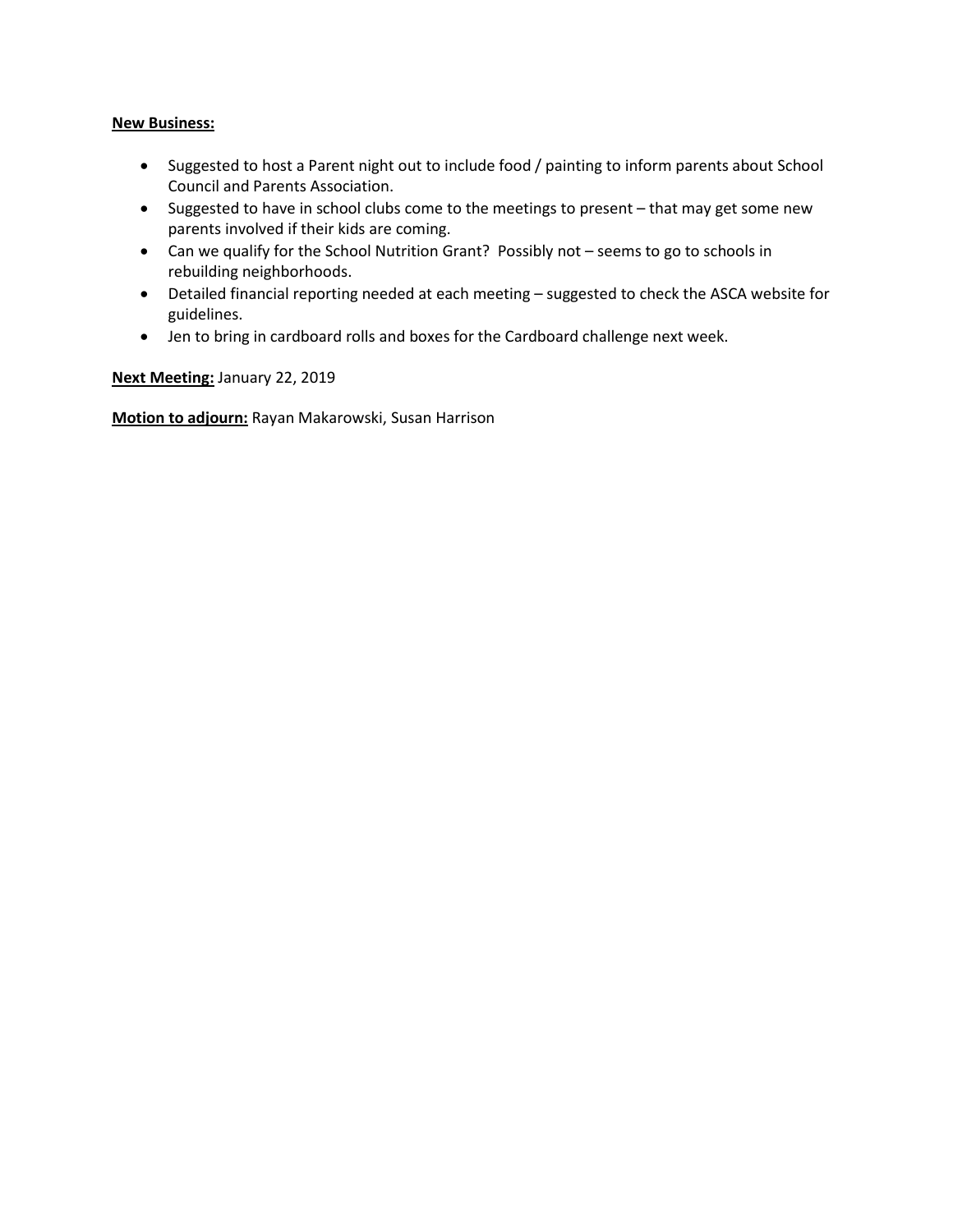**New Business:**

- Suggested to host a Parent night out to include food / painting to inform parents about School Council and Parents Association.
- Suggested to have in school clubs come to the meetings to present – that may get some new parents involved if their kids are coming.
- Can we qualify for the School Nutrition Grant? Possibly not – seems to go to schools in rebuilding neighborhoods.
- Detailed financial reporting needed at each meeting – suggested to check the ASCA website for guidelines.
- Jen to bring in cardboard rolls and boxes for the Cardboard challenge next week.

**Next Meeting:** January 22, 2019

**Motion to adjourn:** Rayan Makarowski, Susan Harrison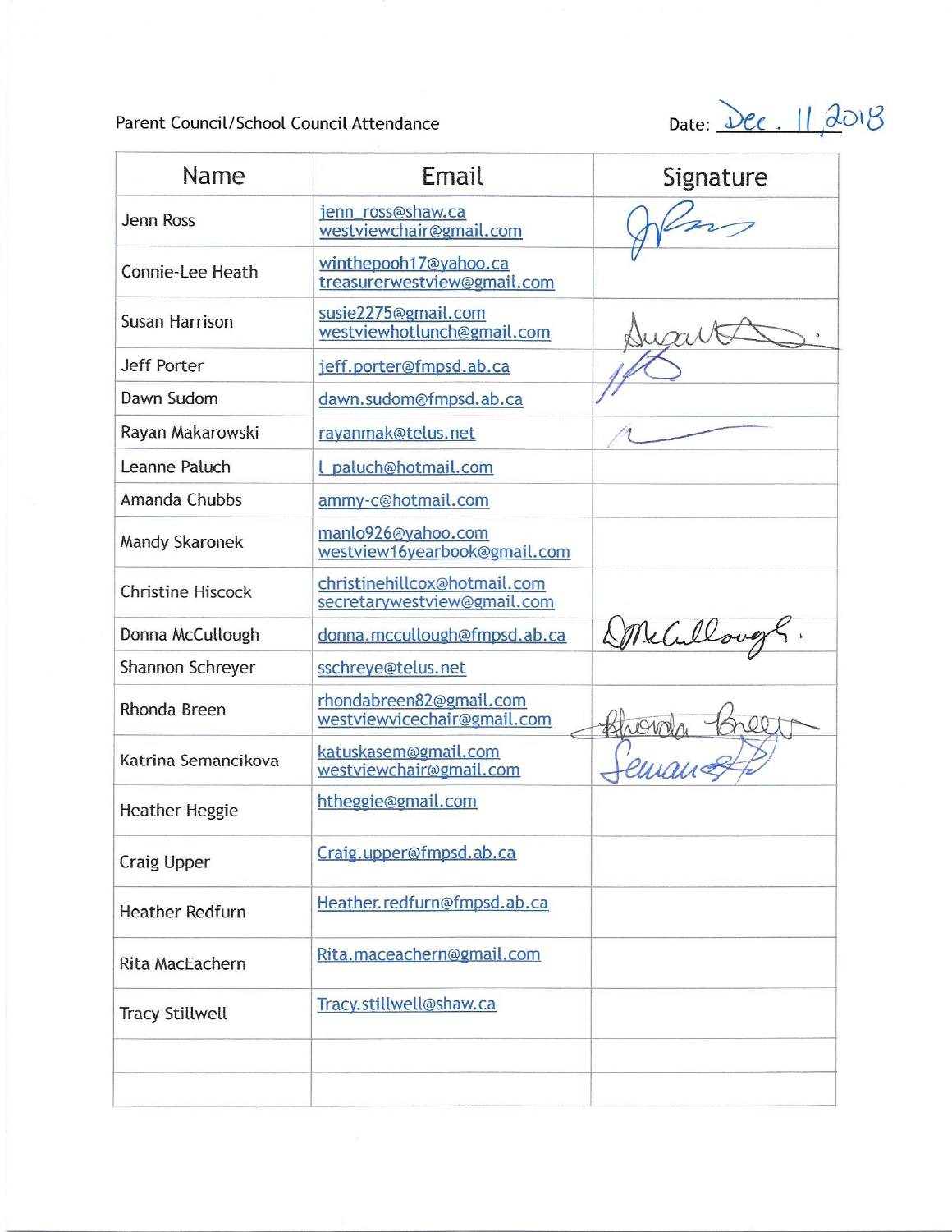Parent Council/School Council Attendance

Date: Dec. 11, 2018

| Name | Email | Signature |
|---|---|---|
| Jenn Ross | jenn_ross@shaw.ca<br>westviewchair@gmail.com | JRoss |
| Connie-Lee Heath | winthepooh17@yahoo.ca<br>treasurerwestview@gmail.com | |
| Susan Harrison | susie2275@gmail.com<br>westviewhotlunch@gmail.com | Susan H |
| Jeff Porter | jeff.porter@fmpsd.ab.ca | JP |
| Dawn Sudom | dawn.sudom@fmpsd.ab.ca | |
| Rayan Makarowski | rayanmak@telus.net | R |
| Leanne Paluch | l_paluch@hotmail.com | |
| Amanda Chubbs | ammy-c@hotmail.com | |
| Mandy Skaronek | manlo926@yahoo.com<br>westview16yearbook@gmail.com | |
| Christine Hiscock | christinehillcox@hotmail.com<br>secretarywestview@gmail.com | |
| Donna McCullough | donna.mccullough@fmpsd.ab.ca | DMcCullough. |
| Shannon Schreyer | sschreye@telus.net | |
| Rhonda Breen | rhondabreen82@gmail.com<br>westviewvicechair@gmail.com | Rhonda Breen |
| Katrina Semancikova | katuskasem@gmail.com<br>westviewchair@gmail.com | Semancik |
| Heather Heggie | htheggie@gmail.com | |
| Craig Upper | Craig.upper@fmpsd.ab.ca | |
| Heather Redfurn | Heather.redfurn@fmpsd.ab.ca | |
| Rita MacEachern | Rita.maceachern@gmail.com | |
| Tracy Stillwell | Tracy.stillwell@shaw.ca | |
| | | |
| | | |